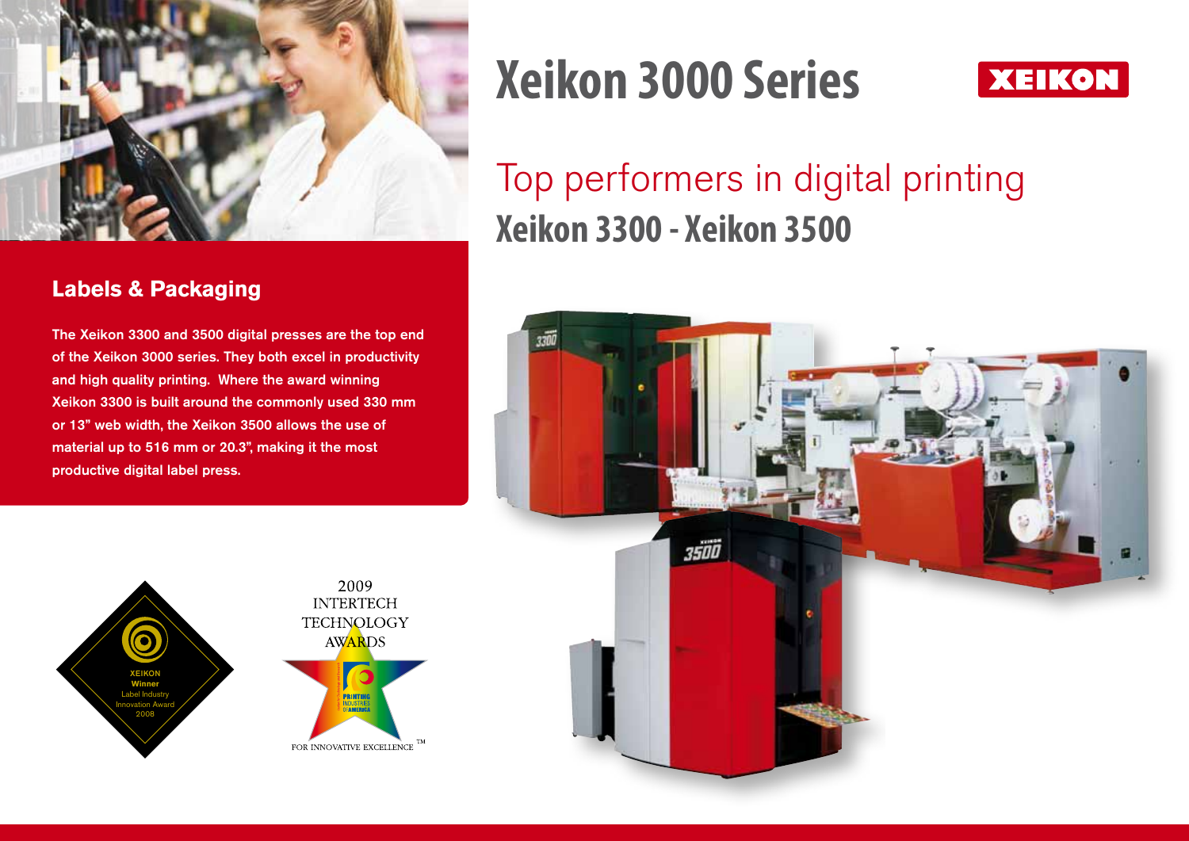# Xeikon 3000 Series

## Top performers in digital printing

## Xeikon 3300 - Xeikon 3500

### Labels & Packaging

The Xeikon 3300 and 3500 digital presses are the top end of the Xeikon 3000 series. They both excel in productivity and high quality printing. Where the award winning Xeikon 3300 is built around the commonly used 330 mm or 13" web width, the Xeikon 3500 allows the use of material up to 516 mm or 20.3", making it the most productive digital label press.

XEIKON Winner Label Industry Innovation Award 2008

2009 INTERTECH TECHNOLOGY AWARDS

FOR INNOVATIVE EXCELLENCE™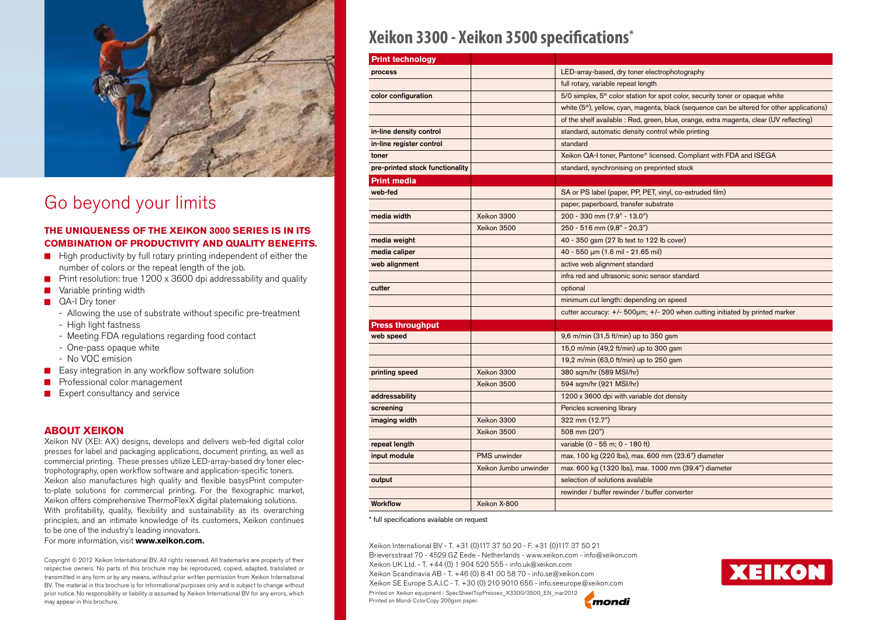# Go beyond your limits

**THE UNIQUENESS OF THE XEIKON 3000 SERIES IS IN ITS COMBINATION OF PRODUCTIVITY AND QUALITY BENEFITS.**

- High productivity by full rotary printing independent of either the number of colors or the repeat length of the job.
- Print resolution: true 1200 x 3600 dpi addressability and quality
- Variable printing width
- QA-I Dry toner
  - Allowing the use of substrate without specific pre-treatment
  - High light fastness
  - Meeting FDA regulations regarding food contact
  - One-pass opaque white
  - No VOC emision
- Easy integration in any workflow software solution
- Professional color management
- Expert consultancy and service

## ABOUT XEIKON

Xeikon NV (XEI: AX) designs, develops and delivers web-fed digital color presses for label and packaging applications, document printing, as well as commercial printing. These presses utilize LED-array-based dry toner electrophotography, open workflow software and application-specific toners. Xeikon also manufactures high quality and flexible basysPrint computer-to-plate solutions for commercial printing. For the flexographic market, Xeikon offers comprehensive ThermoFlexX digital platemaking solutions. With profitability, quality, flexibility and sustainability as its overarching principles, and an intimate knowledge of its customers, Xeikon continues to be one of the industry's leading innovators.

For more information, visit **www.xeikon.com.**

Copyright © 2012 Xeikon International BV. All rights reserved. All trademarks are property of their respective owners. No parts of this brochure may be reproduced, copied, adapted, translated or transmitted in any form or by any means, without prior written permission from Xeikon International BV. The material in this brochure is for informational purposes only and is subject to change without prior notice. No responsibility or liability is assumed by Xeikon International BV for any errors, which may appear in this brochure.

# Xeikon 3300 - Xeikon 3500 specifications*

| | | |
|---|---|---|
| **Print technology** | | |
| process | | LED-array-based, dry toner electrophotography |
| | | full rotary, variable repeat length |
| color configuration | | 5/0 simplex, 5th color station for spot color, security toner or opaque white |
| | | white (5th), yellow, cyan, magenta, black (sequence can be altered for other applications) |
| | | of the shelf available : Red, green, blue, orange, extra magenta, clear (UV reflecting) |
| in-line density control | | standard, automatic density control while printing |
| in-line register control | | standard |
| toner | | Xeikon QA-I toner, Pantone® licensed. Compliant with FDA and ISEGA |
| pre-printed stock functionality | | standard, synchronising on preprinted stock |
| **Print media** | | |
| web-fed | | SA or PS label (paper, PP, PET, vinyl, co-extruded film) |
| | | paper, paperboard, transfer substrate |
| media width | Xeikon 3300 | 200 - 330 mm (7.9" - 13.0") |
| | Xeikon 3500 | 250 - 516 mm (9,8" - 20,3") |
| media weight | | 40 - 350 gsm (27 lb text to 122 lb cover) |
| media caliper | | 40 - 550 µm (1.6 mil - 21.65 mil) |
| web alignment | | active web alignment standard |
| | | infra red and ultrasonic sonic sensor standard |
| cutter | | optional |
| | | minimum cut length: depending on speed |
| | | cutter accuracy: +/- 500µm; +/- 200 when cutting initiated by printed marker |
| **Press throughput** | | |
| web speed | | 9,6 m/min (31,5 ft/min) up to 350 gsm |
| | | 15,0 m/min (49,2 ft/min) up to 300 gsm |
| | | 19,2 m/min (63,0 ft/min) up to 250 gsm |
| printing speed | Xeikon 3300 | 380 sqm/hr (589 MSI/hr) |
| | Xeikon 3500 | 594 sqm/hr (921 MSI/hr) |
| addressability | | 1200 x 3600 dpi with variable dot density |
| screening | | Pericles screening library |
| imaging width | Xeikon 3300 | 322 mm (12.7") |
| | Xeikon 3500 | 508 mm (20") |
| repeat length | | variable (0 - 55 m; 0 - 180 ft) |
| input module | PMS unwinder | max. 100 kg (220 lbs), max. 600 mm (23.6") diameter |
| | Xeikon Jumbo unwinder | max. 600 kg (1320 lbs), max. 1000 mm (39.4") diameter |
| output | | selection of solutions available |
| | | rewinder / buffer rewinder / buffer converter |
| Workflow | Xeikon X-800 | |

* full specifications available on request

Xeikon International BV - T. +31 (0)117 37 50 20 - F. +31 (0)117 37 50 21
Brieversstraat 70 - 4529 GZ Eede - Netherlands - www.xeikon.com - info@xeikon.com
Xeikon UK Ltd. - T. +44 (0) 1 904 520 555 - info.uk@xeikon.com
Xeikon Scandinavia AB - T. +46 (0) 8 41 00 58 70 - info.se@xeikon.com
Xeikon SE Europe S.A.I.C - T. +30 (0) 210 9010 656 - info.seeurope@xeikon.com
Printed on Xeikon equipment - SpecSheetTopPresses_X3300/3500_EN_mar2012
Printed on Mondi ColorCopy 200gsm paper.